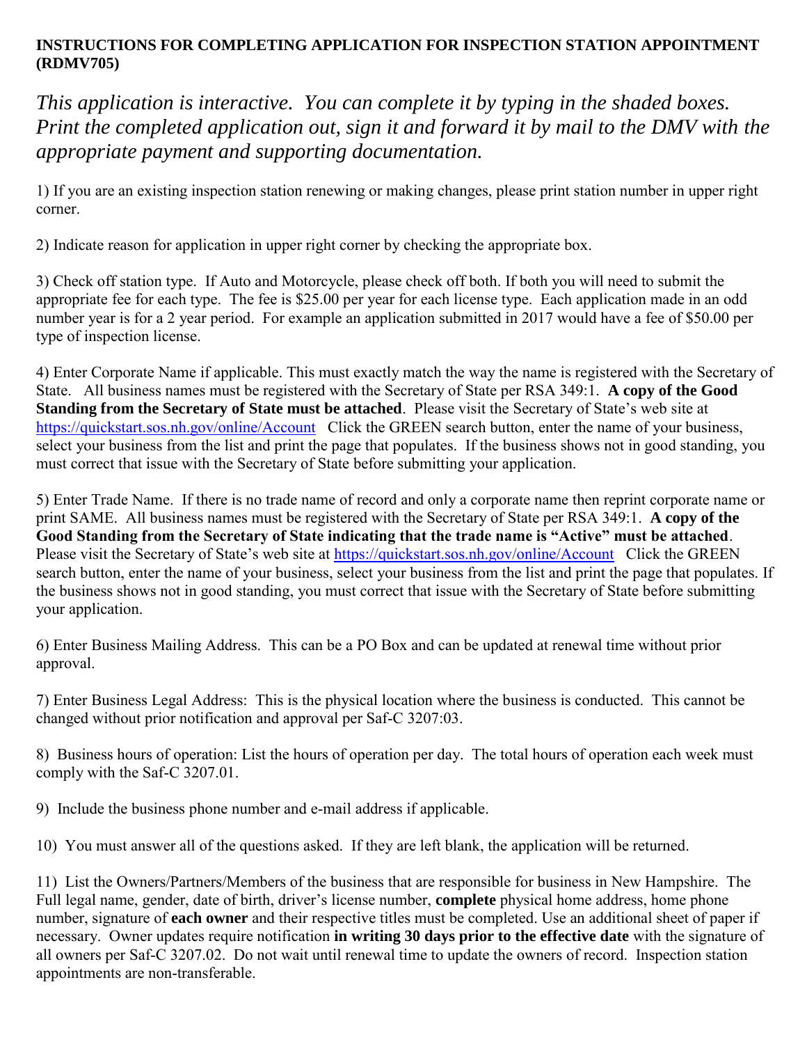**INSTRUCTIONS FOR COMPLETING APPLICATION FOR INSPECTION STATION APPOINTMENT (RDMV705)**

*This application is interactive. You can complete it by typing in the shaded boxes. Print the completed application out, sign it and forward it by mail to the DMV with the appropriate payment and supporting documentation.*

1) If you are an existing inspection station renewing or making changes, please print station number in upper right corner.

2) Indicate reason for application in upper right corner by checking the appropriate box.

3) Check off station type. If Auto and Motorcycle, please check off both. If both you will need to submit the appropriate fee for each type. The fee is $25.00 per year for each license type. Each application made in an odd number year is for a 2 year period. For example an application submitted in 2017 would have a fee of $50.00 per type of inspection license.

4) Enter Corporate Name if applicable. This must exactly match the way the name is registered with the Secretary of State. All business names must be registered with the Secretary of State per RSA 349:1. **A copy of the Good Standing from the Secretary of State must be attached**. Please visit the Secretary of State's web site at [https://quickstart.sos.nh.gov/online/Account](https://quickstart.sos.nh.gov/online/Account) Click the GREEN search button, enter the name of your business, select your business from the list and print the page that populates. If the business shows not in good standing, you must correct that issue with the Secretary of State before submitting your application.

5) Enter Trade Name. If there is no trade name of record and only a corporate name then reprint corporate name or print SAME. All business names must be registered with the Secretary of State per RSA 349:1. **A copy of the Good Standing from the Secretary of State indicating that the trade name is "Active" must be attached**. Please visit the Secretary of State's web site at [https://quickstart.sos.nh.gov/online/Account](https://quickstart.sos.nh.gov/online/Account) Click the GREEN search button, enter the name of your business, select your business from the list and print the page that populates. If the business shows not in good standing, you must correct that issue with the Secretary of State before submitting your application.

6) Enter Business Mailing Address. This can be a PO Box and can be updated at renewal time without prior approval.

7) Enter Business Legal Address: This is the physical location where the business is conducted. This cannot be changed without prior notification and approval per Saf-C 3207:03.

8) Business hours of operation: List the hours of operation per day. The total hours of operation each week must comply with the Saf-C 3207.01.

9) Include the business phone number and e-mail address if applicable.

10) You must answer all of the questions asked. If they are left blank, the application will be returned.

11) List the Owners/Partners/Members of the business that are responsible for business in New Hampshire. The Full legal name, gender, date of birth, driver's license number, **complete** physical home address, home phone number, signature of **each owner** and their respective titles must be completed. Use an additional sheet of paper if necessary. Owner updates require notification **in writing 30 days prior to the effective date** with the signature of all owners per Saf-C 3207.02. Do not wait until renewal time to update the owners of record. Inspection station appointments are non-transferable.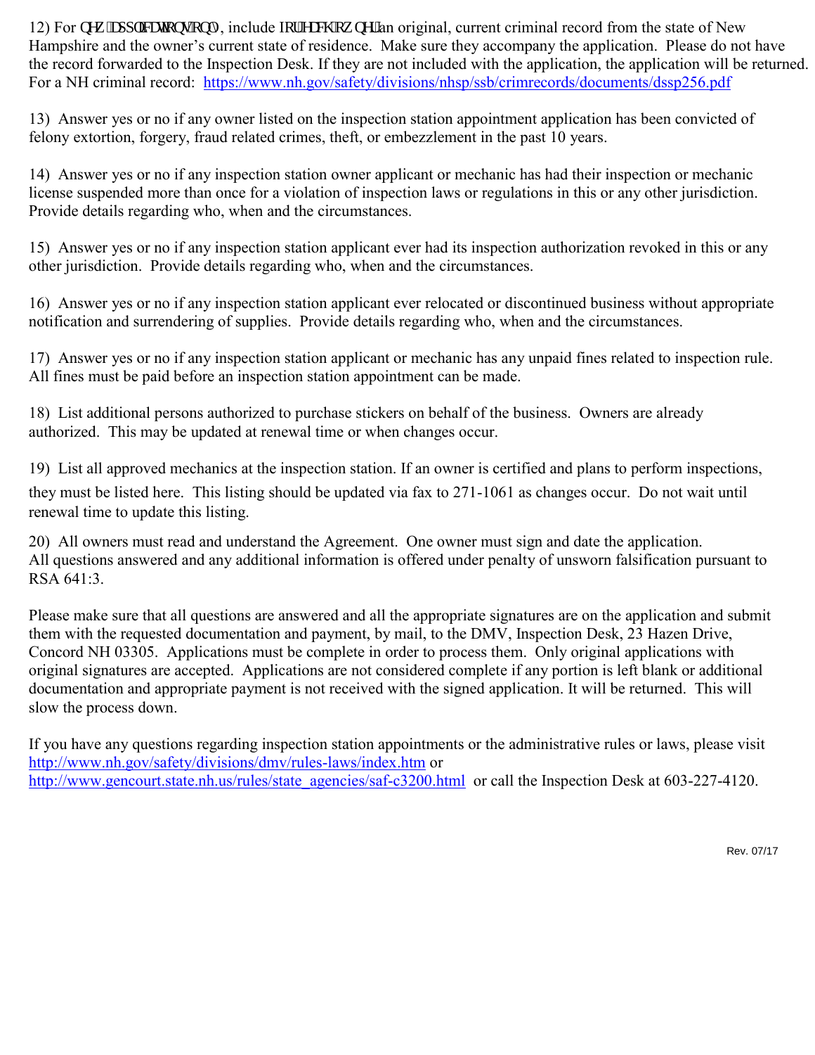12) For new applications only, include for each owner an original, current criminal record from the state of New Hampshire and the owner's current state of residence. Make sure they accompany the application. Please do not have the record forwarded to the Inspection Desk. If they are not included with the application, the application will be returned. For a NH criminal record: https://www.nh.gov/safety/divisions/nhsp/ssb/crimrecords/documents/dssp256.pdf

13) Answer yes or no if any owner listed on the inspection station appointment application has been convicted of felony extortion, forgery, fraud related crimes, theft, or embezzlement in the past 10 years.

14) Answer yes or no if any inspection station owner applicant or mechanic has had their inspection or mechanic license suspended more than once for a violation of inspection laws or regulations in this or any other jurisdiction. Provide details regarding who, when and the circumstances.

15) Answer yes or no if any inspection station applicant ever had its inspection authorization revoked in this or any other jurisdiction. Provide details regarding who, when and the circumstances.

16) Answer yes or no if any inspection station applicant ever relocated or discontinued business without appropriate notification and surrendering of supplies. Provide details regarding who, when and the circumstances.

17) Answer yes or no if any inspection station applicant or mechanic has any unpaid fines related to inspection rule. All fines must be paid before an inspection station appointment can be made.

18) List additional persons authorized to purchase stickers on behalf of the business. Owners are already authorized. This may be updated at renewal time or when changes occur.

19) List all approved mechanics at the inspection station. If an owner is certified and plans to perform inspections, they must be listed here. This listing should be updated via fax to 271-1061 as changes occur. Do not wait until renewal time to update this listing.

20) All owners must read and understand the Agreement. One owner must sign and date the application. All questions answered and any additional information is offered under penalty of unsworn falsification pursuant to RSA 641:3.

Please make sure that all questions are answered and all the appropriate signatures are on the application and submit them with the requested documentation and payment, by mail, to the DMV, Inspection Desk, 23 Hazen Drive, Concord NH 03305. Applications must be complete in order to process them. Only original applications with original signatures are accepted. Applications are not considered complete if any portion is left blank or additional documentation and appropriate payment is not received with the signed application. It will be returned. This will slow the process down.

If you have any questions regarding inspection station appointments or the administrative rules or laws, please visit http://www.nh.gov/safety/divisions/dmv/rules-laws/index.htm or http://www.gencourt.state.nh.us/rules/state_agencies/saf-c3200.html or call the Inspection Desk at 603-227-4120.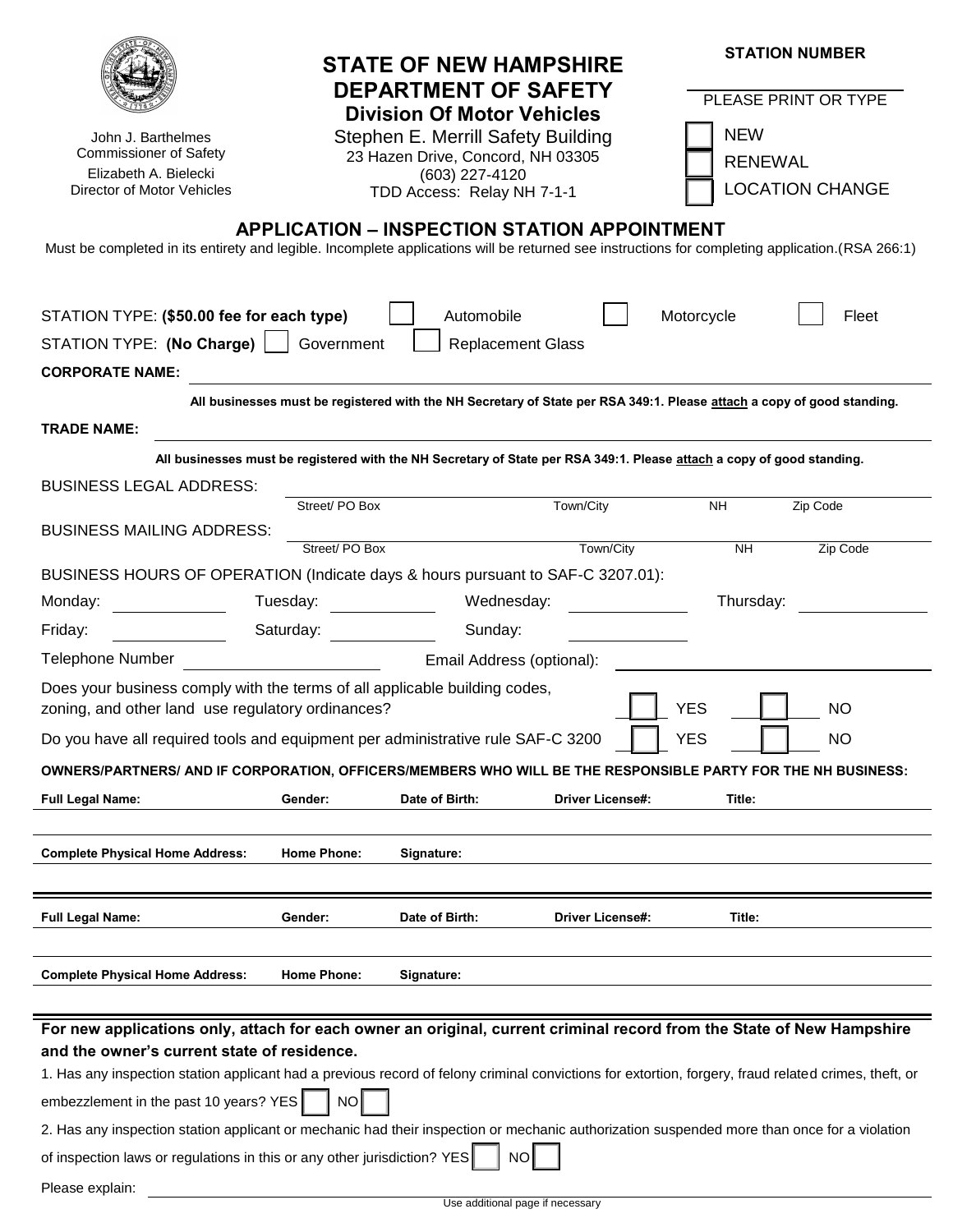John J. Barthelmes
Commissioner of Safety
Elizabeth A. Bielecki
Director of Motor Vehicles

# STATE OF NEW HAMPSHIRE
## DEPARTMENT OF SAFETY
### Division Of Motor Vehicles

Stephen E. Merrill Safety Building
23 Hazen Drive, Concord, NH 03305
(603) 227-4120
TDD Access: Relay NH 7-1-1

**STATION NUMBER** ____________

PLEASE PRINT OR TYPE

☐ NEW
☐ RENEWAL
☐ LOCATION CHANGE

## APPLICATION – INSPECTION STATION APPOINTMENT

Must be completed in its entirety and legible. Incomplete applications will be returned see instructions for completing application.(RSA 266:1)

STATION TYPE: **($50.00 fee for each type)** ☐ Automobile ☐ Motorcycle ☐ Fleet

STATION TYPE: **(No Charge)** ☐ Government ☐ Replacement Glass

**CORPORATE NAME:** ____________________________________________

**All businesses must be registered with the NH Secretary of State per RSA 349:1. Please attach a copy of good standing.**

**TRADE NAME:** ____________________________________________

**All businesses must be registered with the NH Secretary of State per RSA 349:1. Please attach a copy of good standing.**

BUSINESS LEGAL ADDRESS: ____________________________________________
Street/ PO Box | Town/City | NH | Zip Code

BUSINESS MAILING ADDRESS: ____________________________________________
Street/ PO Box | Town/City | NH | Zip Code

BUSINESS HOURS OF OPERATION (Indicate days & hours pursuant to SAF-C 3207.01):

Monday: ________ Tuesday: ________ Wednesday: ________ Thursday: ________

Friday: ________ Saturday: ________ Sunday: ________

Telephone Number ____________ Email Address (optional): ____________

Does your business comply with the terms of all applicable building codes, zoning, and other land use regulatory ordinances? ☐ YES ☐ NO

Do you have all required tools and equipment per administrative rule SAF-C 3200 ☐ YES ☐ NO

**OWNERS/PARTNERS/ AND IF CORPORATION, OFFICERS/MEMBERS WHO WILL BE THE RESPONSIBLE PARTY FOR THE NH BUSINESS:**

| **Full Legal Name:** | **Gender:** | **Date of Birth:** | **Driver License#:** | **Title:** |
|---|---|---|---|---|
| | | | | |
| **Complete Physical Home Address:** | **Home Phone:** | **Signature:** | | |
| | | | | |

| **Full Legal Name:** | **Gender:** | **Date of Birth:** | **Driver License#:** | **Title:** |
|---|---|---|---|---|
| | | | | |
| **Complete Physical Home Address:** | **Home Phone:** | **Signature:** | | |
| | | | | |

**For new applications only, attach for each owner an original, current criminal record from the State of New Hampshire and the owner's current state of residence.**

1. Has any inspection station applicant had a previous record of felony criminal convictions for extortion, forgery, fraud related crimes, theft, or embezzlement in the past 10 years? YES ☐ NO ☐

2. Has any inspection station applicant or mechanic had their inspection or mechanic authorization suspended more than once for a violation of inspection laws or regulations in this or any other jurisdiction? YES ☐ NO ☐

Please explain: ____________________________________________

Use additional page if necessary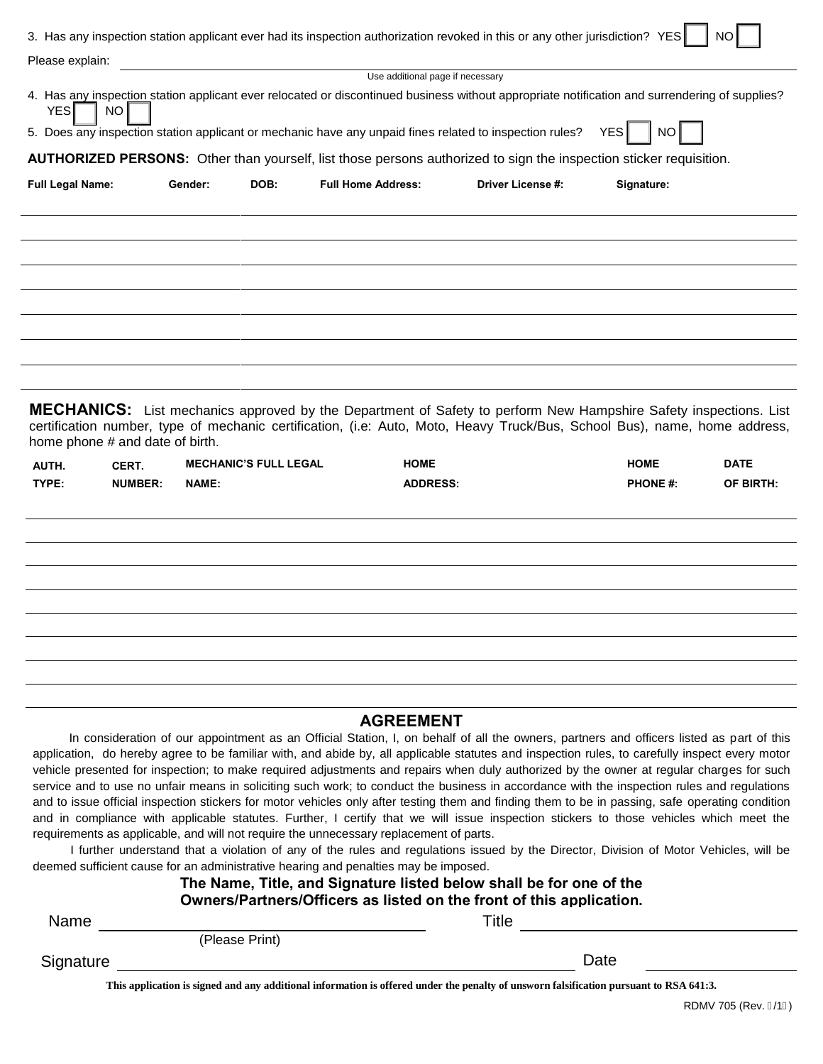3. Has any inspection station applicant ever had its inspection authorization revoked in this or any other jurisdiction? YES ☐ NO ☐

Please explain: ______________________________

Use additional page if necessary

4. Has any inspection station applicant ever relocated or discontinued business without appropriate notification and surrendering of supplies? YES ☐ NO ☐

5. Does any inspection station applicant or mechanic have any unpaid fines related to inspection rules? YES ☐ NO ☐

**AUTHORIZED PERSONS:** Other than yourself, list those persons authorized to sign the inspection sticker requisition.

| Full Legal Name: | Gender: | DOB: | Full Home Address: | Driver License #: | Signature: |
|---|---|---|---|---|---|
| | | | | | |
| | | | | | |
| | | | | | |
| | | | | | |
| | | | | | |
| | | | | | |
| | | | | | |

**MECHANICS:** List mechanics approved by the Department of Safety to perform New Hampshire Safety inspections. List certification number, type of mechanic certification, (i.e: Auto, Moto, Heavy Truck/Bus, School Bus), name, home address, home phone # and date of birth.

| AUTH. TYPE: | CERT. NUMBER: | MECHANIC'S FULL LEGAL NAME: | HOME ADDRESS: | HOME PHONE #: | DATE OF BIRTH: |
|---|---|---|---|---|---|
| | | | | | |
| | | | | | |
| | | | | | |
| | | | | | |
| | | | | | |
| | | | | | |
| | | | | | |
| | | | | | |
| | | | | | |

## AGREEMENT

In consideration of our appointment as an Official Station, I, on behalf of all the owners, partners and officers listed as part of this application, do hereby agree to be familiar with, and abide by, all applicable statutes and inspection rules, to carefully inspect every motor vehicle presented for inspection; to make required adjustments and repairs when duly authorized by the owner at regular charges for such service and to use no unfair means in soliciting such work; to conduct the business in accordance with the inspection rules and regulations and to issue official inspection stickers for motor vehicles only after testing them and finding them to be in passing, safe operating condition and in compliance with applicable statutes. Further, I certify that we will issue inspection stickers to those vehicles which meet the requirements as applicable, and will not require the unnecessary replacement of parts.

I further understand that a violation of any of the rules and regulations issued by the Director, Division of Motor Vehicles, will be deemed sufficient cause for an administrative hearing and penalties may be imposed.

**The Name, Title, and Signature listed below shall be for one of the Owners/Partners/Officers as listed on the front of this application.**

Name ______________________________ Title ______________________________

(Please Print)

Signature ______________________________ Date ______________

**This application is signed and any additional information is offered under the penalty of unsworn falsification pursuant to RSA 641:3.**

RDMV 705 (Rev. /1 )